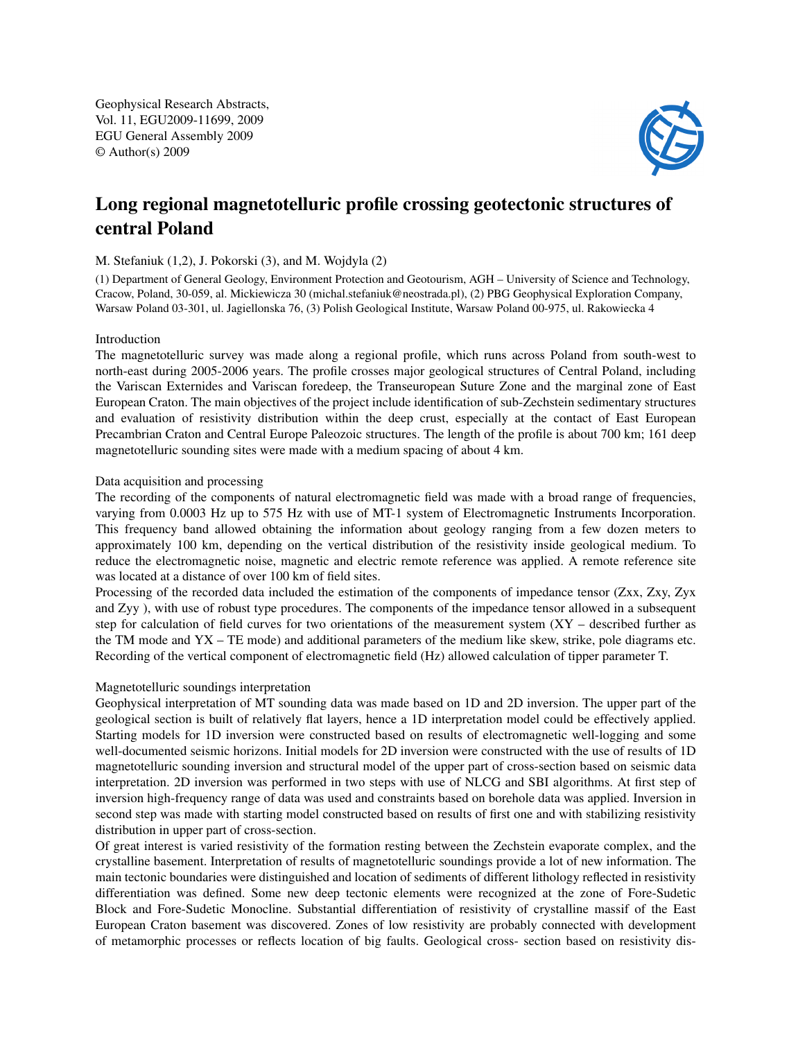# Long regional magnetotelluric profile crossing geotectonic structures of central Poland

M. Stefaniuk (1,2), J. Pokorski (3), and M. Wojdyla (2)

(1) Department of General Geology, Environment Protection and Geotourism, AGH – University of Science and Technology, Cracow, Poland, 30-059, al. Mickiewicza 30 (michal.stefaniuk@neostrada.pl), (2) PBG Geophysical Exploration Company, Warsaw Poland 03-301, ul. Jagiellonska 76, (3) Polish Geological Institute, Warsaw Poland 00-975, ul. Rakowiecka 4

## Introduction

The magnetotelluric survey was made along a regional profile, which runs across Poland from south-west to north-east during 2005-2006 years. The profile crosses major geological structures of Central Poland, including the Variscan Externides and Variscan foredeep, the Transeuropean Suture Zone and the marginal zone of East European Craton. The main objectives of the project include identification of sub-Zechstein sedimentary structures and evaluation of resistivity distribution within the deep crust, especially at the contact of East European Precambrian Craton and Central Europe Paleozoic structures. The length of the profile is about 700 km; 161 deep magnetotelluric sounding sites were made with a medium spacing of about 4 km.

## Data acquisition and processing

The recording of the components of natural electromagnetic field was made with a broad range of frequencies, varying from 0.0003 Hz up to 575 Hz with use of MT-1 system of Electromagnetic Instruments Incorporation. This frequency band allowed obtaining the information about geology ranging from a few dozen meters to approximately 100 km, depending on the vertical distribution of the resistivity inside geological medium. To reduce the electromagnetic noise, magnetic and electric remote reference was applied. A remote reference site was located at a distance of over 100 km of field sites.

Processing of the recorded data included the estimation of the components of impedance tensor ($Z_{xx}$, $Z_{xy}$, $Z_{yx}$ and $Z_{yy}$ ), with use of robust type procedures. The components of the impedance tensor allowed in a subsequent step for calculation of field curves for two orientations of the measurement system (XY – described further as the TM mode and YX – TE mode) and additional parameters of the medium like skew, strike, pole diagrams etc. Recording of the vertical component of electromagnetic field ($H_z$) allowed calculation of tipper parameter T.

## Magnetotelluric soundings interpretation

Geophysical interpretation of MT sounding data was made based on 1D and 2D inversion. The upper part of the geological section is built of relatively flat layers, hence a 1D interpretation model could be effectively applied. Starting models for 1D inversion were constructed based on results of electromagnetic well-logging and some well-documented seismic horizons. Initial models for 2D inversion were constructed with the use of results of 1D magnetotelluric sounding inversion and structural model of the upper part of cross-section based on seismic data interpretation. 2D inversion was performed in two steps with use of NLCG and SBI algorithms. At first step of inversion high-frequency range of data was used and constraints based on borehole data was applied. Inversion in second step was made with starting model constructed based on results of first one and with stabilizing resistivity distribution in upper part of cross-section.

Of great interest is varied resistivity of the formation resting between the Zechstein evaporate complex, and the crystalline basement. Interpretation of results of magnetotelluric soundings provide a lot of new information. The main tectonic boundaries were distinguished and location of sediments of different lithology reflected in resistivity differentiation was defined. Some new deep tectonic elements were recognized at the zone of Fore-Sudetic Block and Fore-Sudetic Monocline. Substantial differentiation of resistivity of crystalline massif of the East European Craton basement was discovered. Zones of low resistivity are probably connected with development of metamorphic processes or reflects location of big faults. Geological cross- section based on resistivity dis-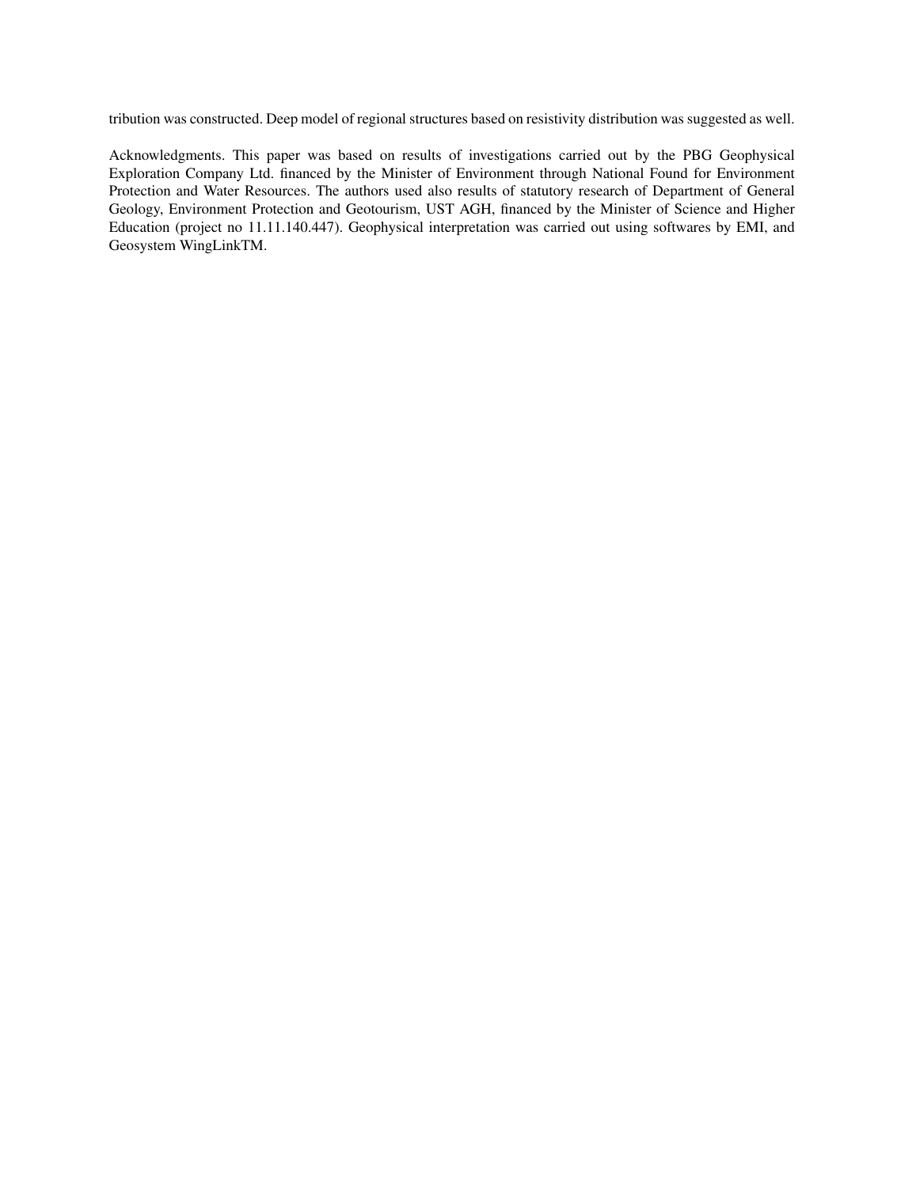tribution was constructed. Deep model of regional structures based on resistivity distribution was suggested as well.

Acknowledgments. This paper was based on results of investigations carried out by the PBG Geophysical Exploration Company Ltd. financed by the Minister of Environment through National Found for Environment Protection and Water Resources. The authors used also results of statutory research of Department of General Geology, Environment Protection and Geotourism, UST AGH, financed by the Minister of Science and Higher Education (project no 11.11.140.447). Geophysical interpretation was carried out using softwares by EMI, and Geosystem WingLinkTM.